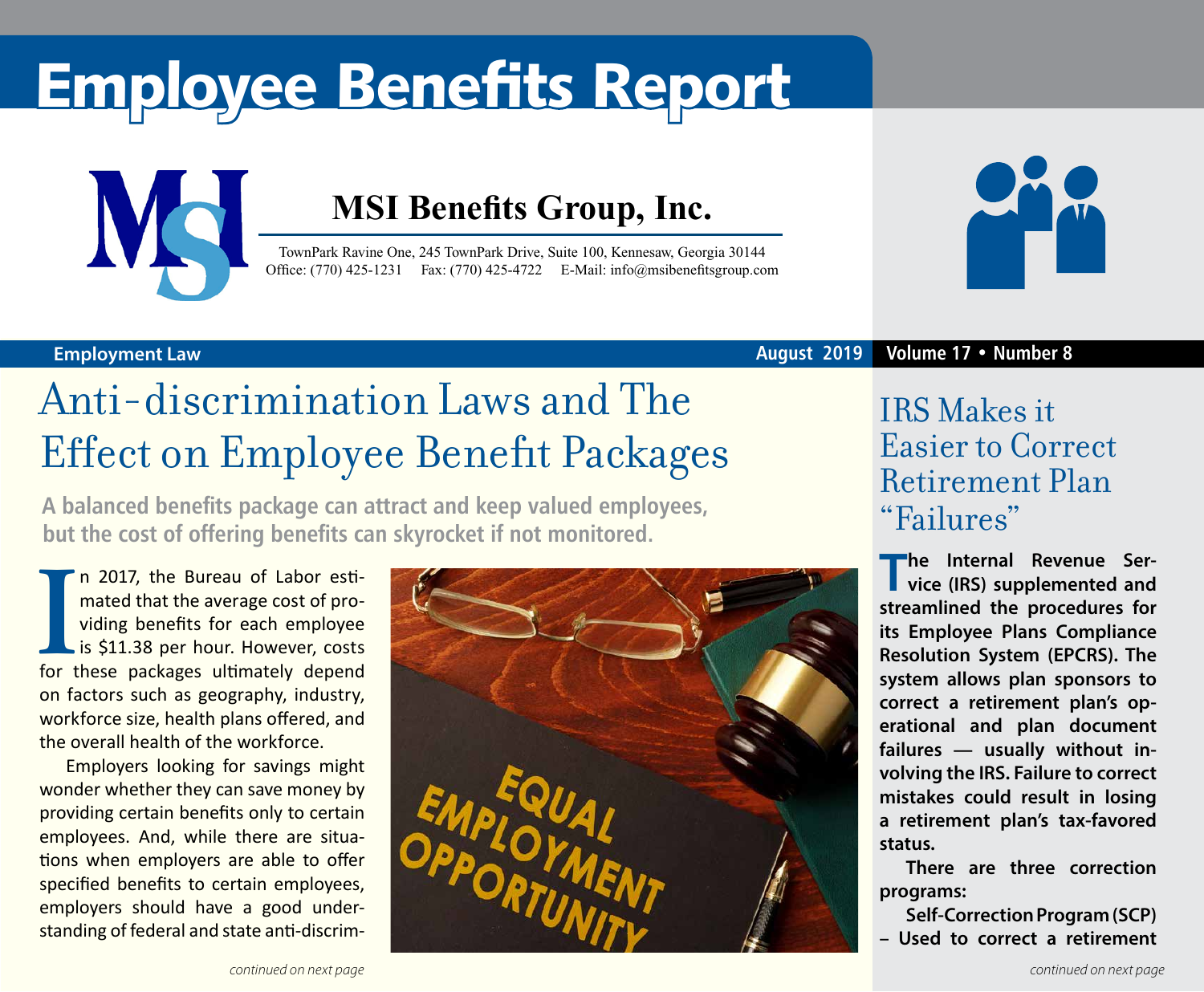# Employee Benefits Report

## MSI Benefits Group, Inc.

TownPark Ravine One, 245 TownPark Drive, Suite 100, Kennesaw, Georgia 30144
Office: (770) 425-1231 Fax: (770) 425-4722 E-Mail: info@msibenefitsgroup.com

**Employment Law** **August 2019** **Volume 17 • Number 8**

## Anti-discrimination Laws and The Effect on Employee Benefit Packages

**A balanced benefits package can attract and keep valued employees, but the cost of offering benefits can skyrocket if not monitored.**

In 2017, the Bureau of Labor estimated that the average cost of providing benefits for each employee is $11.38 per hour. However, costs for these packages ultimately depend on factors such as geography, industry, workforce size, health plans offered, and the overall health of the workforce.

Employers looking for savings might wonder whether they can save money by providing certain benefits only to certain employees. And, while there are situations when employers are able to offer specified benefits to certain employees, employers should have a good understanding of federal and state anti-discrim-

*continued on next page*

## IRS Makes it Easier to Correct Retirement Plan "Failures"

**The Internal Revenue Service (IRS) supplemented and streamlined the procedures for its Employee Plans Compliance Resolution System (EPCRS). The system allows plan sponsors to correct a retirement plan's operational and plan document failures — usually without involving the IRS. Failure to correct mistakes could result in losing a retirement plan's tax-favored status.**

**There are three correction programs:**

**Self-Correction Program (SCP) – Used to correct a retirement**

*continued on next page*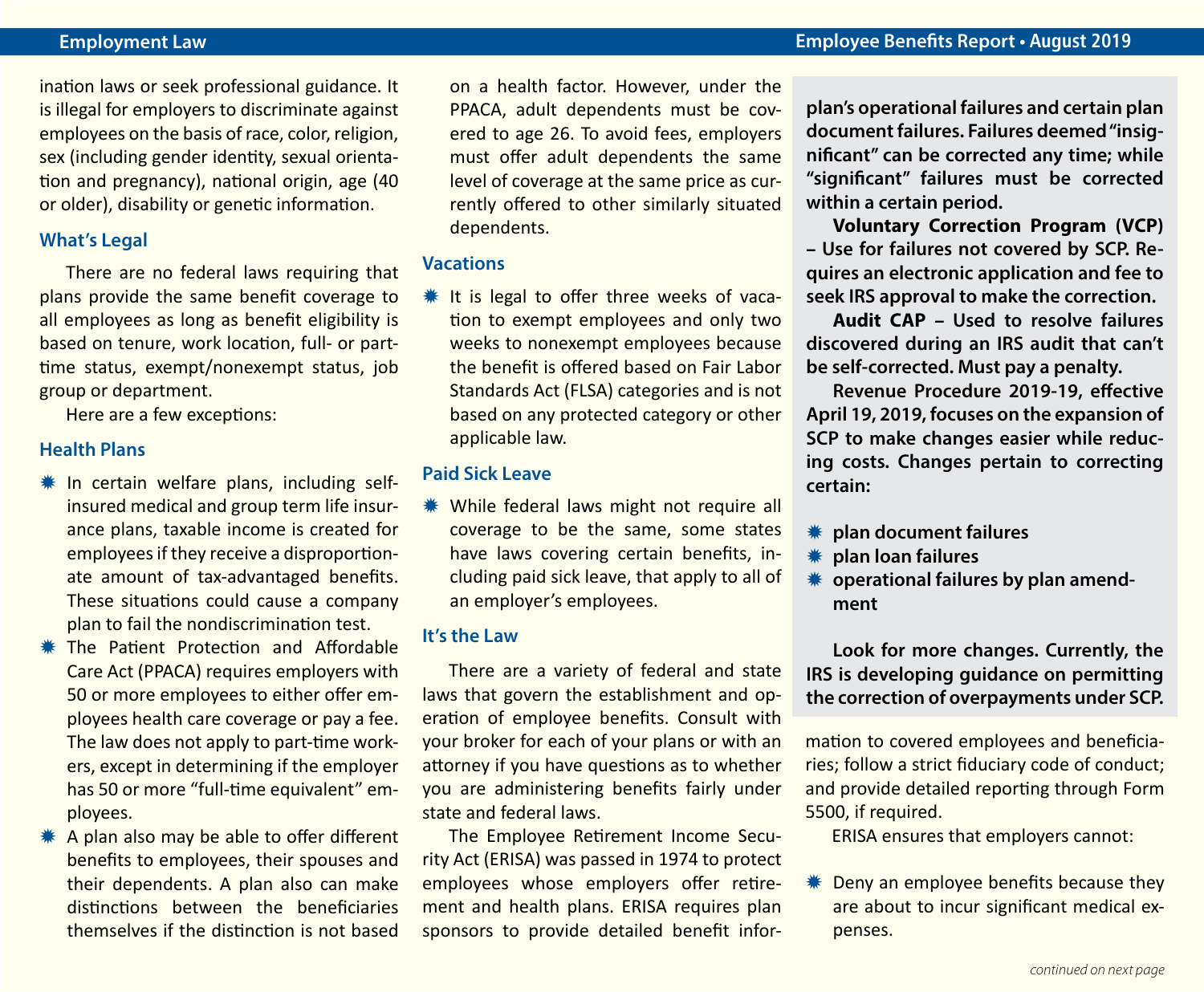ination laws or seek professional guidance. It is illegal for employers to discriminate against employees on the basis of race, color, religion, sex (including gender identity, sexual orientation and pregnancy), national origin, age (40 or older), disability or genetic information.

## What's Legal

There are no federal laws requiring that plans provide the same benefit coverage to all employees as long as benefit eligibility is based on tenure, work location, full- or part-time status, exempt/nonexempt status, job group or department.

Here are a few exceptions:

## Health Plans

- In certain welfare plans, including self-insured medical and group term life insurance plans, taxable income is created for employees if they receive a disproportionate amount of tax-advantaged benefits. These situations could cause a company plan to fail the nondiscrimination test.
- The Patient Protection and Affordable Care Act (PPACA) requires employers with 50 or more employees to either offer employees health care coverage or pay a fee. The law does not apply to part-time workers, except in determining if the employer has 50 or more "full-time equivalent" employees.
- A plan also may be able to offer different benefits to employees, their spouses and their dependents. A plan also can make distinctions between the beneficiaries themselves if the distinction is not based on a health factor. However, under the PPACA, adult dependents must be covered to age 26. To avoid fees, employers must offer adult dependents the same level of coverage at the same price as currently offered to other similarly situated dependents.

## Vacations

- It is legal to offer three weeks of vacation to exempt employees and only two weeks to nonexempt employees because the benefit is offered based on Fair Labor Standards Act (FLSA) categories and is not based on any protected category or other applicable law.

## Paid Sick Leave

- While federal laws might not require all coverage to be the same, some states have laws covering certain benefits, including paid sick leave, that apply to all of an employer's employees.

## It's the Law

There are a variety of federal and state laws that govern the establishment and operation of employee benefits. Consult with your broker for each of your plans or with an attorney if you have questions as to whether you are administering benefits fairly under state and federal laws.

The Employee Retirement Income Security Act (ERISA) was passed in 1974 to protect employees whose employers offer retirement and health plans. ERISA requires plan sponsors to provide detailed benefit information to covered employees and beneficiaries; follow a strict fiduciary code of conduct; and provide detailed reporting through Form 5500, if required.

ERISA ensures that employers cannot:

- Deny an employee benefits because they are about to incur significant medical expenses.

---

**plan's operational failures and certain plan document failures. Failures deemed "insignificant" can be corrected any time; while "significant" failures must be corrected within a certain period.**

**Voluntary Correction Program (VCP) – Use for failures not covered by SCP. Requires an electronic application and fee to seek IRS approval to make the correction.**

**Audit CAP – Used to resolve failures discovered during an IRS audit that can't be self-corrected. Must pay a penalty.**

**Revenue Procedure 2019-19, effective April 19, 2019, focuses on the expansion of SCP to make changes easier while reducing costs. Changes pertain to correcting certain:**

- **plan document failures**
- **plan loan failures**
- **operational failures by plan amendment**

**Look for more changes. Currently, the IRS is developing guidance on permitting the correction of overpayments under SCP.**

*continued on next page*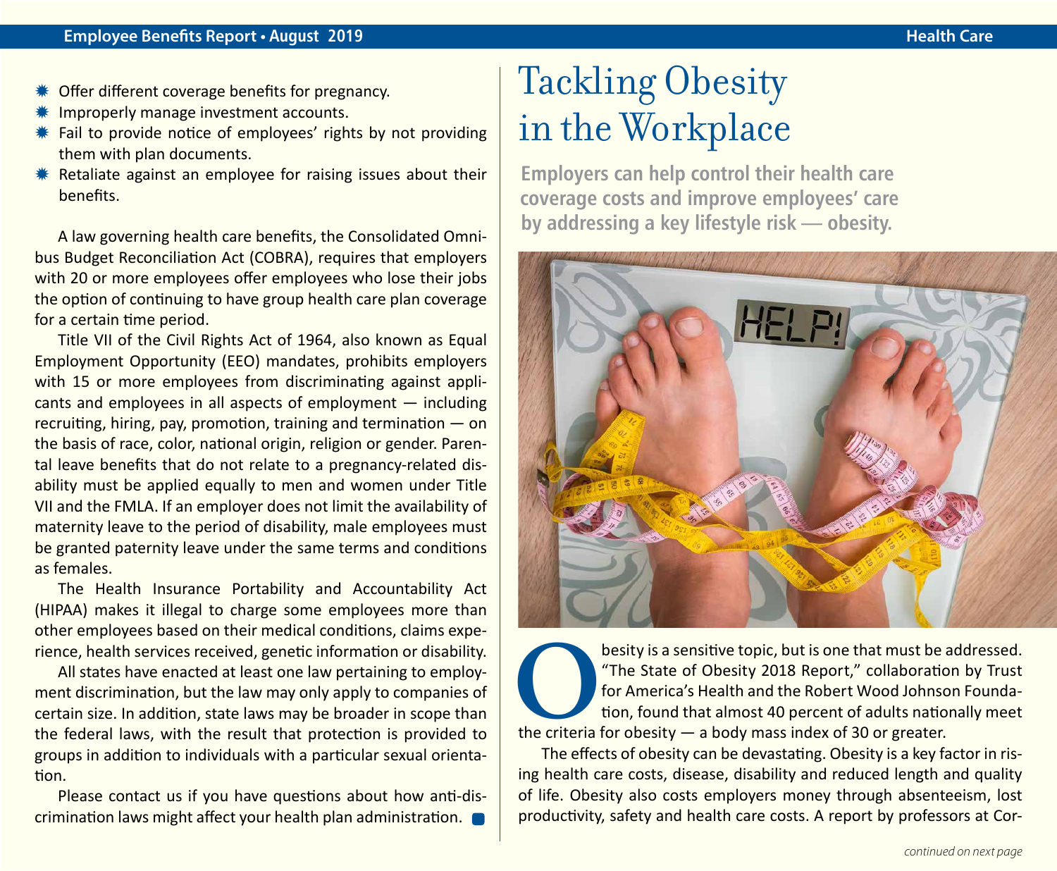- Offer different coverage benefits for pregnancy.
- Improperly manage investment accounts.
- Fail to provide notice of employees' rights by not providing them with plan documents.
- Retaliate against an employee for raising issues about their benefits.

A law governing health care benefits, the Consolidated Omnibus Budget Reconciliation Act (COBRA), requires that employers with 20 or more employees offer employees who lose their jobs the option of continuing to have group health care plan coverage for a certain time period.

Title VII of the Civil Rights Act of 1964, also known as Equal Employment Opportunity (EEO) mandates, prohibits employers with 15 or more employees from discriminating against applicants and employees in all aspects of employment — including recruiting, hiring, pay, promotion, training and termination — on the basis of race, color, national origin, religion or gender. Parental leave benefits that do not relate to a pregnancy-related disability must be applied equally to men and women under Title VII and the FMLA. If an employer does not limit the availability of maternity leave to the period of disability, male employees must be granted paternity leave under the same terms and conditions as females.

The Health Insurance Portability and Accountability Act (HIPAA) makes it illegal to charge some employees more than other employees based on their medical conditions, claims experience, health services received, genetic information or disability.

All states have enacted at least one law pertaining to employment discrimination, but the law may only apply to companies of certain size. In addition, state laws may be broader in scope than the federal laws, with the result that protection is provided to groups in addition to individuals with a particular sexual orientation.

Please contact us if you have questions about how anti-discrimination laws might affect your health plan administration.

# Tackling Obesity in the Workplace

**Employers can help control their health care coverage costs and improve employees' care by addressing a key lifestyle risk — obesity.**

Obesity is a sensitive topic, but is one that must be addressed. "The State of Obesity 2018 Report," collaboration by Trust for America's Health and the Robert Wood Johnson Foundation, found that almost 40 percent of adults nationally meet the criteria for obesity — a body mass index of 30 or greater.

The effects of obesity can be devastating. Obesity is a key factor in rising health care costs, disease, disability and reduced length and quality of life. Obesity also costs employers money through absenteeism, lost productivity, safety and health care costs. A report by professors at Cor-

*continued on next page*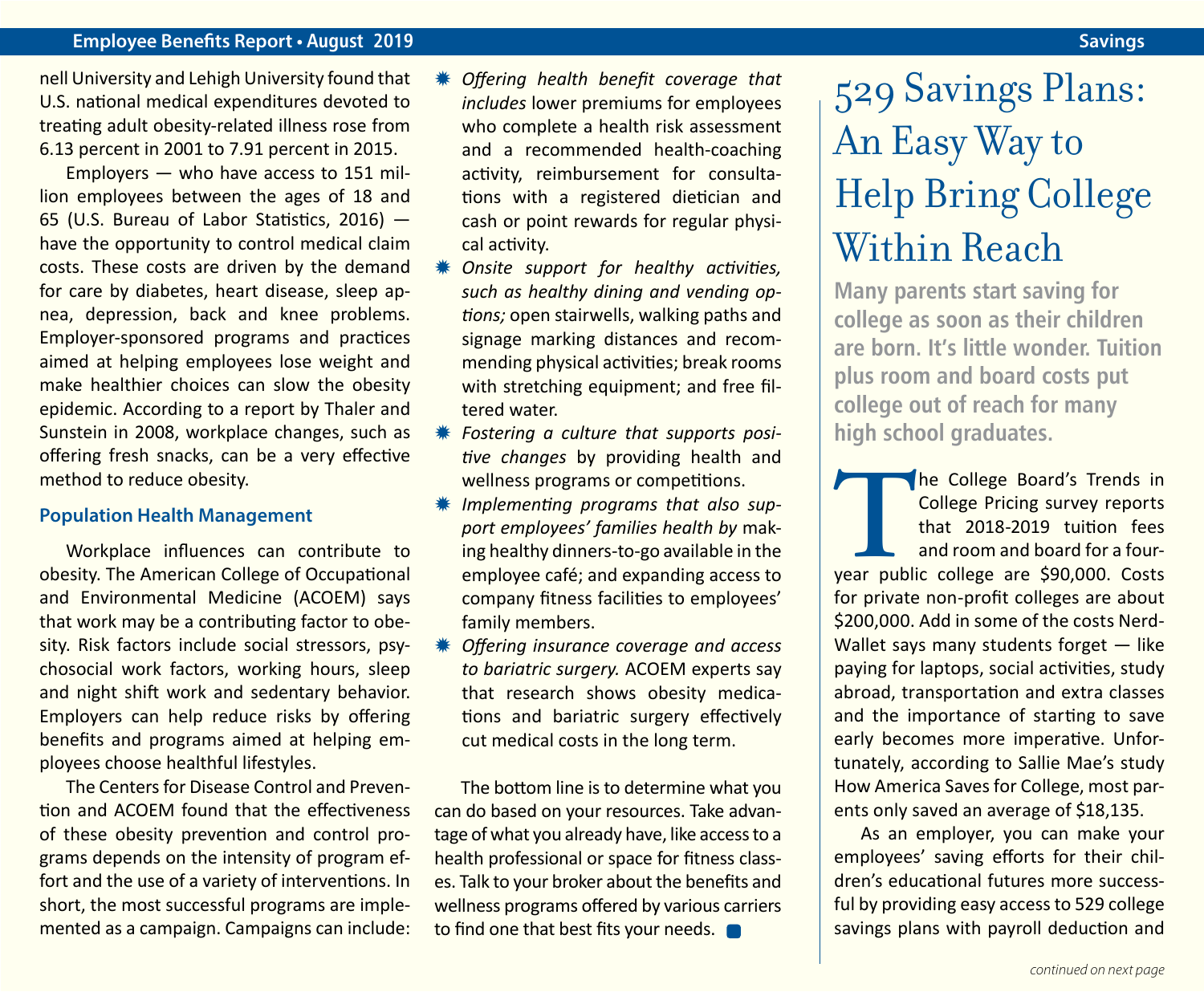nell University and Lehigh University found that U.S. national medical expenditures devoted to treating adult obesity-related illness rose from 6.13 percent in 2001 to 7.91 percent in 2015.

Employers — who have access to 151 million employees between the ages of 18 and 65 (U.S. Bureau of Labor Statistics, 2016) — have the opportunity to control medical claim costs. These costs are driven by the demand for care by diabetes, heart disease, sleep apnea, depression, back and knee problems. Employer-sponsored programs and practices aimed at helping employees lose weight and make healthier choices can slow the obesity epidemic. According to a report by Thaler and Sunstein in 2008, workplace changes, such as offering fresh snacks, can be a very effective method to reduce obesity.

### Population Health Management

Workplace influences can contribute to obesity. The American College of Occupational and Environmental Medicine (ACOEM) says that work may be a contributing factor to obesity. Risk factors include social stressors, psychosocial work factors, working hours, sleep and night shift work and sedentary behavior. Employers can help reduce risks by offering benefits and programs aimed at helping employees choose healthful lifestyles.

The Centers for Disease Control and Prevention and ACOEM found that the effectiveness of these obesity prevention and control programs depends on the intensity of program effort and the use of a variety of interventions. In short, the most successful programs are implemented as a campaign. Campaigns can include:

- *Offering health benefit coverage that includes* lower premiums for employees who complete a health risk assessment and a recommended health-coaching activity, reimbursement for consultations with a registered dietician and cash or point rewards for regular physical activity.
- *Onsite support for healthy activities, such as healthy dining and vending options;* open stairwells, walking paths and signage marking distances and recommending physical activities; break rooms with stretching equipment; and free filtered water.
- *Fostering a culture that supports positive changes* by providing health and wellness programs or competitions.
- *Implementing programs that also support employees' families health by* making healthy dinners-to-go available in the employee café; and expanding access to company fitness facilities to employees' family members.
- *Offering insurance coverage and access to bariatric surgery.* ACOEM experts say that research shows obesity medications and bariatric surgery effectively cut medical costs in the long term.

The bottom line is to determine what you can do based on your resources. Take advantage of what you already have, like access to a health professional or space for fitness classes. Talk to your broker about the benefits and wellness programs offered by various carriers to find one that best fits your needs.

# 529 Savings Plans: An Easy Way to Help Bring College Within Reach

**Many parents start saving for college as soon as their children are born. It's little wonder. Tuition plus room and board costs put college out of reach for many high school graduates.**

The College Board's Trends in College Pricing survey reports that 2018-2019 tuition fees and room and board for a four-year public college are $90,000. Costs for private non-profit colleges are about $200,000. Add in some of the costs NerdWallet says many students forget — like paying for laptops, social activities, study abroad, transportation and extra classes and the importance of starting to save early becomes more imperative. Unfortunately, according to Sallie Mae's study How America Saves for College, most parents only saved an average of $18,135.

As an employer, you can make your employees' saving efforts for their children's educational futures more successful by providing easy access to 529 college savings plans with payroll deduction and

*continued on next page*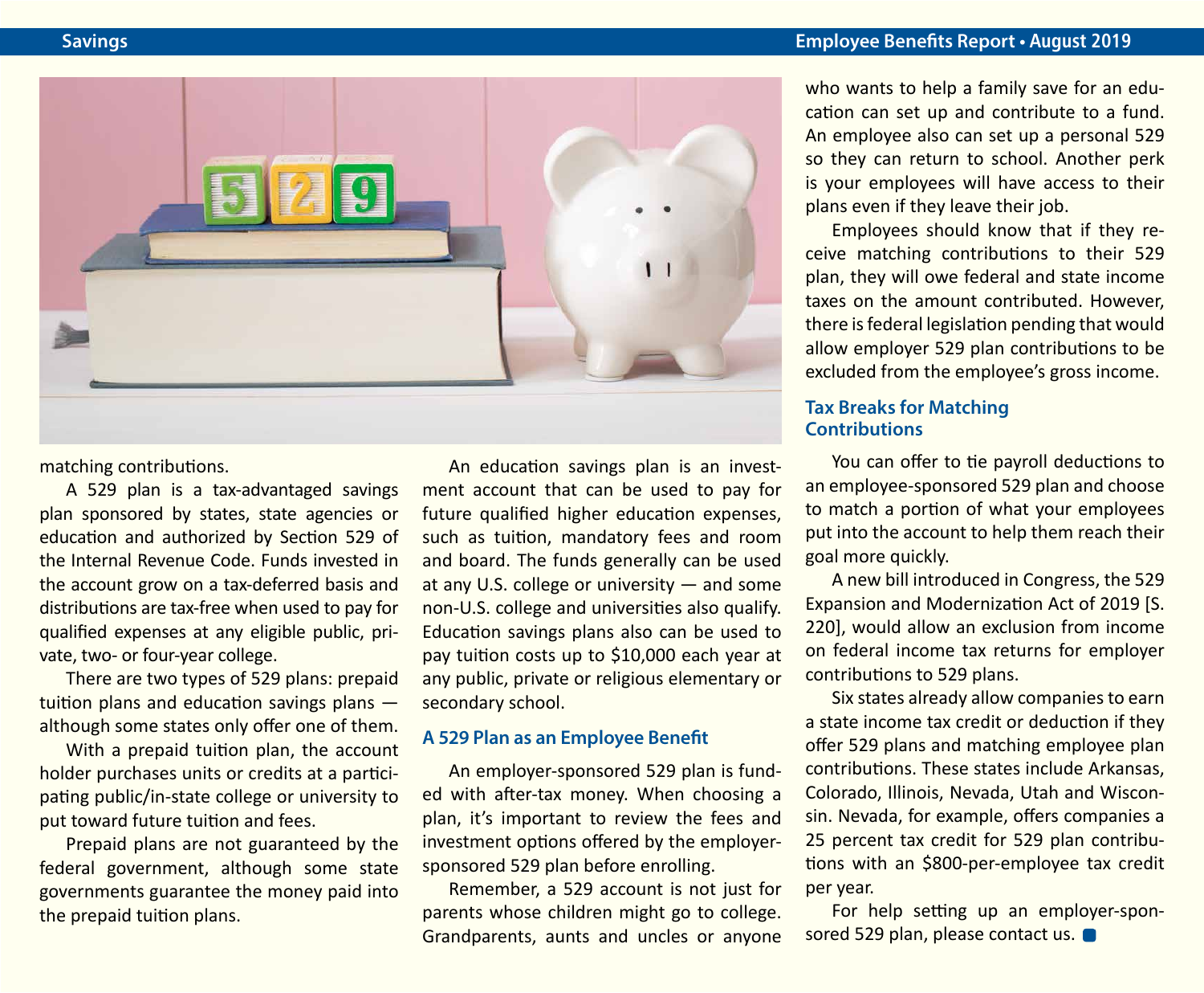matching contributions.

A 529 plan is a tax-advantaged savings plan sponsored by states, state agencies or education and authorized by Section 529 of the Internal Revenue Code. Funds invested in the account grow on a tax-deferred basis and distributions are tax-free when used to pay for qualified expenses at any eligible public, private, two- or four-year college.

There are two types of 529 plans: prepaid tuition plans and education savings plans — although some states only offer one of them.

With a prepaid tuition plan, the account holder purchases units or credits at a participating public/in-state college or university to put toward future tuition and fees.

Prepaid plans are not guaranteed by the federal government, although some state governments guarantee the money paid into the prepaid tuition plans.

An education savings plan is an investment account that can be used to pay for future qualified higher education expenses, such as tuition, mandatory fees and room and board. The funds generally can be used at any U.S. college or university — and some non-U.S. college and universities also qualify. Education savings plans also can be used to pay tuition costs up to $10,000 each year at any public, private or religious elementary or secondary school.

### A 529 Plan as an Employee Benefit

An employer-sponsored 529 plan is funded with after-tax money. When choosing a plan, it's important to review the fees and investment options offered by the employer-sponsored 529 plan before enrolling.

Remember, a 529 account is not just for parents whose children might go to college. Grandparents, aunts and uncles or anyone who wants to help a family save for an education can set up and contribute to a fund. An employee also can set up a personal 529 so they can return to school. Another perk is your employees will have access to their plans even if they leave their job.

Employees should know that if they receive matching contributions to their 529 plan, they will owe federal and state income taxes on the amount contributed. However, there is federal legislation pending that would allow employer 529 plan contributions to be excluded from the employee's gross income.

### Tax Breaks for Matching Contributions

You can offer to tie payroll deductions to an employee-sponsored 529 plan and choose to match a portion of what your employees put into the account to help them reach their goal more quickly.

A new bill introduced in Congress, the 529 Expansion and Modernization Act of 2019 [S. 220], would allow an exclusion from income on federal income tax returns for employer contributions to 529 plans.

Six states already allow companies to earn a state income tax credit or deduction if they offer 529 plans and matching employee plan contributions. These states include Arkansas, Colorado, Illinois, Nevada, Utah and Wisconsin. Nevada, for example, offers companies a 25 percent tax credit for 529 plan contributions with an $800-per-employee tax credit per year.

For help setting up an employer-sponsored 529 plan, please contact us.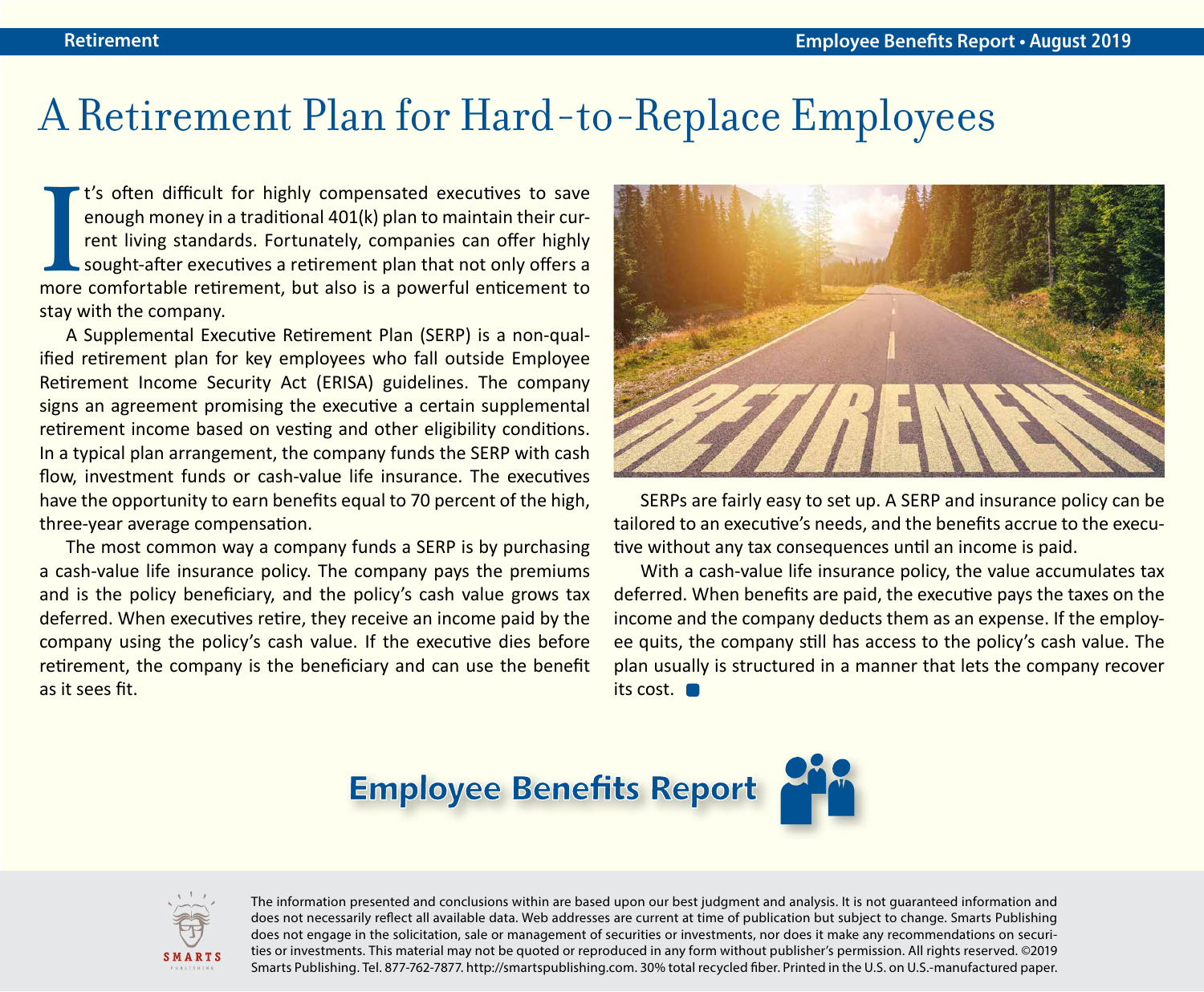# A Retirement Plan for Hard-to-Replace Employees

It's often difficult for highly compensated executives to save enough money in a traditional 401(k) plan to maintain their current living standards. Fortunately, companies can offer highly sought-after executives a retirement plan that not only offers a more comfortable retirement, but also is a powerful enticement to stay with the company.

A Supplemental Executive Retirement Plan (SERP) is a non-qualified retirement plan for key employees who fall outside Employee Retirement Income Security Act (ERISA) guidelines. The company signs an agreement promising the executive a certain supplemental retirement income based on vesting and other eligibility conditions. In a typical plan arrangement, the company funds the SERP with cash flow, investment funds or cash-value life insurance. The executives have the opportunity to earn benefits equal to 70 percent of the high, three-year average compensation.

The most common way a company funds a SERP is by purchasing a cash-value life insurance policy. The company pays the premiums and is the policy beneficiary, and the policy's cash value grows tax deferred. When executives retire, they receive an income paid by the company using the policy's cash value. If the executive dies before retirement, the company is the beneficiary and can use the benefit as it sees fit.

SERPs are fairly easy to set up. A SERP and insurance policy can be tailored to an executive's needs, and the benefits accrue to the executive without any tax consequences until an income is paid.

With a cash-value life insurance policy, the value accumulates tax deferred. When benefits are paid, the executive pays the taxes on the income and the company deducts them as an expense. If the employee quits, the company still has access to the policy's cash value. The plan usually is structured in a manner that lets the company recover its cost.

**Employee Benefits Report**

The information presented and conclusions within are based upon our best judgment and analysis. It is not guaranteed information and does not necessarily reflect all available data. Web addresses are current at time of publication but subject to change. Smarts Publishing does not engage in the solicitation, sale or management of securities or investments, nor does it make any recommendations on securities or investments. This material may not be quoted or reproduced in any form without publisher's permission. All rights reserved. ©2019 Smarts Publishing. Tel. 877-762-7877. http://smartspublishing.com. 30% total recycled fiber. Printed in the U.S. on U.S.-manufactured paper.